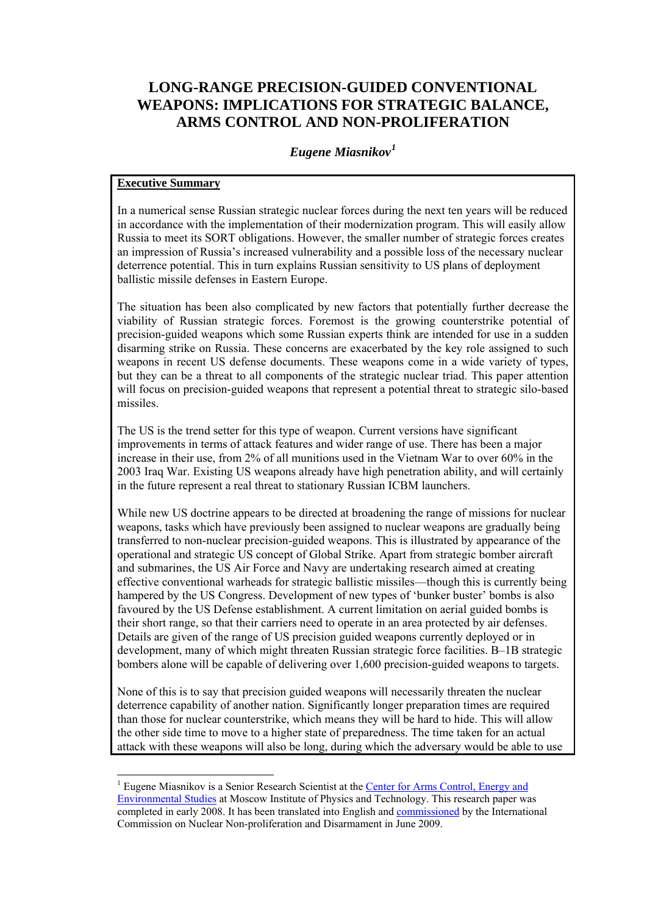# LONG-RANGE PRECISION-GUIDED CONVENTIONAL WEAPONS: IMPLICATIONS FOR STRATEGIC BALANCE, ARMS CONTROL AND NON-PROLIFERATION

***Eugene Miasnikov***[1]

**Executive Summary**

In a numerical sense Russian strategic nuclear forces during the next ten years will be reduced in accordance with the implementation of their modernization program. This will easily allow Russia to meet its SORT obligations. However, the smaller number of strategic forces creates an impression of Russia's increased vulnerability and a possible loss of the necessary nuclear deterrence potential. This in turn explains Russian sensitivity to US plans of deployment ballistic missile defenses in Eastern Europe.

The situation has been also complicated by new factors that potentially further decrease the viability of Russian strategic forces. Foremost is the growing counterstrike potential of precision-guided weapons which some Russian experts think are intended for use in a sudden disarming strike on Russia. These concerns are exacerbated by the key role assigned to such weapons in recent US defense documents. These weapons come in a wide variety of types, but they can be a threat to all components of the strategic nuclear triad. This paper attention will focus on precision-guided weapons that represent a potential threat to strategic silo-based missiles.

The US is the trend setter for this type of weapon. Current versions have significant improvements in terms of attack features and wider range of use. There has been a major increase in their use, from 2% of all munitions used in the Vietnam War to over 60% in the 2003 Iraq War. Existing US weapons already have high penetration ability, and will certainly in the future represent a real threat to stationary Russian ICBM launchers.

While new US doctrine appears to be directed at broadening the range of missions for nuclear weapons, tasks which have previously been assigned to nuclear weapons are gradually being transferred to non-nuclear precision-guided weapons. This is illustrated by appearance of the operational and strategic US concept of Global Strike. Apart from strategic bomber aircraft and submarines, the US Air Force and Navy are undertaking research aimed at creating effective conventional warheads for strategic ballistic missiles—though this is currently being hampered by the US Congress. Development of new types of 'bunker buster' bombs is also favoured by the US Defense establishment. A current limitation on aerial guided bombs is their short range, so that their carriers need to operate in an area protected by air defenses. Details are given of the range of US precision guided weapons currently deployed or in development, many of which might threaten Russian strategic force facilities. B–1B strategic bombers alone will be capable of delivering over 1,600 precision-guided weapons to targets.

None of this is to say that precision guided weapons will necessarily threaten the nuclear deterrence capability of another nation. Significantly longer preparation times are required than those for nuclear counterstrike, which means they will be hard to hide. This will allow the other side time to move to a higher state of preparedness. The time taken for an actual attack with these weapons will also be long, during which the adversary would be able to use

---

[1] Eugene Miasnikov is a Senior Research Scientist at the Center for Arms Control, Energy and Environmental Studies at Moscow Institute of Physics and Technology. This research paper was completed in early 2008. It has been translated into English and commissioned by the International Commission on Nuclear Non-proliferation and Disarmament in June 2009.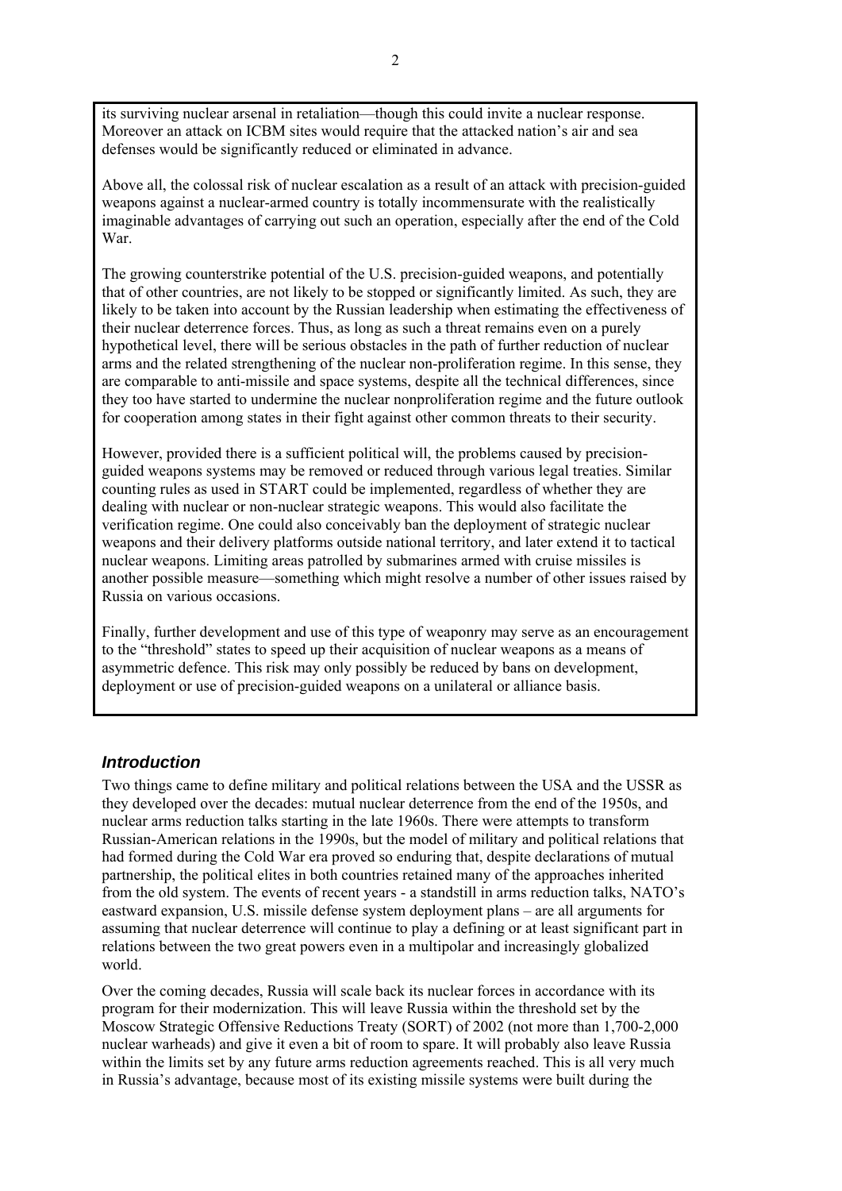its surviving nuclear arsenal in retaliation—though this could invite a nuclear response. Moreover an attack on ICBM sites would require that the attacked nation's air and sea defenses would be significantly reduced or eliminated in advance.

Above all, the colossal risk of nuclear escalation as a result of an attack with precision-guided weapons against a nuclear-armed country is totally incommensurate with the realistically imaginable advantages of carrying out such an operation, especially after the end of the Cold War.

The growing counterstrike potential of the U.S. precision-guided weapons, and potentially that of other countries, are not likely to be stopped or significantly limited. As such, they are likely to be taken into account by the Russian leadership when estimating the effectiveness of their nuclear deterrence forces. Thus, as long as such a threat remains even on a purely hypothetical level, there will be serious obstacles in the path of further reduction of nuclear arms and the related strengthening of the nuclear non-proliferation regime. In this sense, they are comparable to anti-missile and space systems, despite all the technical differences, since they too have started to undermine the nuclear nonproliferation regime and the future outlook for cooperation among states in their fight against other common threats to their security.

However, provided there is a sufficient political will, the problems caused by precision-guided weapons systems may be removed or reduced through various legal treaties. Similar counting rules as used in START could be implemented, regardless of whether they are dealing with nuclear or non-nuclear strategic weapons. This would also facilitate the verification regime. One could also conceivably ban the deployment of strategic nuclear weapons and their delivery platforms outside national territory, and later extend it to tactical nuclear weapons. Limiting areas patrolled by submarines armed with cruise missiles is another possible measure—something which might resolve a number of other issues raised by Russia on various occasions.

Finally, further development and use of this type of weaponry may serve as an encouragement to the "threshold" states to speed up their acquisition of nuclear weapons as a means of asymmetric defence. This risk may only possibly be reduced by bans on development, deployment or use of precision-guided weapons on a unilateral or alliance basis.

## *Introduction*

Two things came to define military and political relations between the USA and the USSR as they developed over the decades: mutual nuclear deterrence from the end of the 1950s, and nuclear arms reduction talks starting in the late 1960s. There were attempts to transform Russian-American relations in the 1990s, but the model of military and political relations that had formed during the Cold War era proved so enduring that, despite declarations of mutual partnership, the political elites in both countries retained many of the approaches inherited from the old system. The events of recent years - a standstill in arms reduction talks, NATO's eastward expansion, U.S. missile defense system deployment plans – are all arguments for assuming that nuclear deterrence will continue to play a defining or at least significant part in relations between the two great powers even in a multipolar and increasingly globalized world.

Over the coming decades, Russia will scale back its nuclear forces in accordance with its program for their modernization. This will leave Russia within the threshold set by the Moscow Strategic Offensive Reductions Treaty (SORT) of 2002 (not more than 1,700-2,000 nuclear warheads) and give it even a bit of room to spare. It will probably also leave Russia within the limits set by any future arms reduction agreements reached. This is all very much in Russia's advantage, because most of its existing missile systems were built during the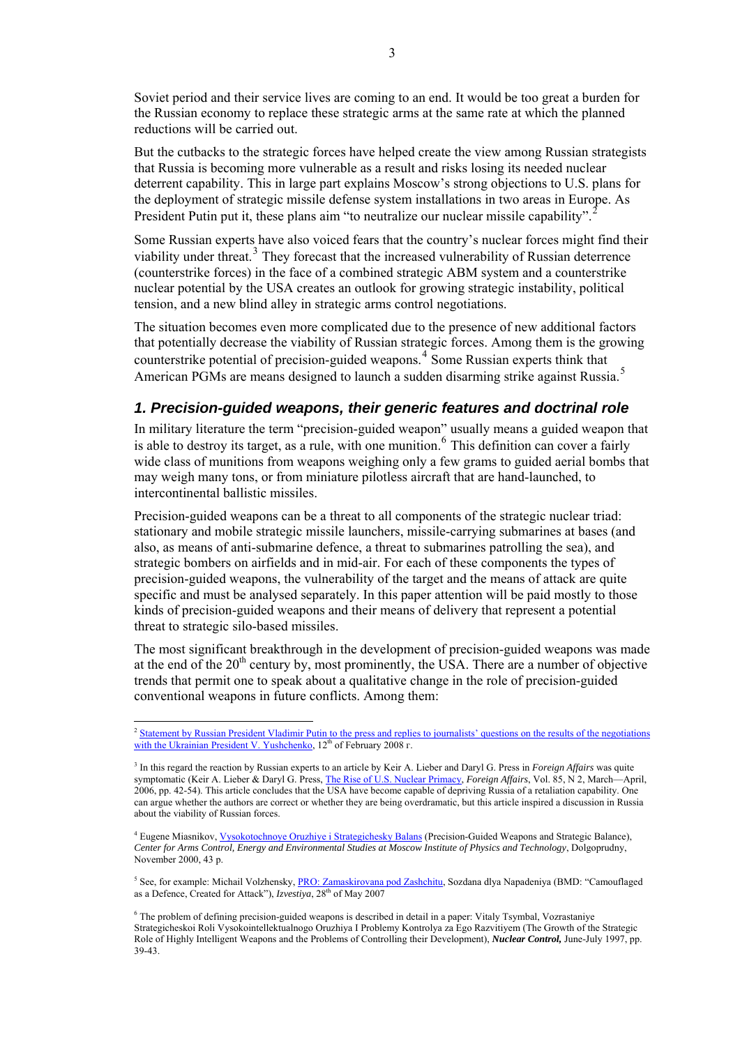Soviet period and their service lives are coming to an end. It would be too great a burden for the Russian economy to replace these strategic arms at the same rate at which the planned reductions will be carried out.

But the cutbacks to the strategic forces have helped create the view among Russian strategists that Russia is becoming more vulnerable as a result and risks losing its needed nuclear deterrent capability. This in large part explains Moscow's strong objections to U.S. plans for the deployment of strategic missile defense system installations in two areas in Europe. As President Putin put it, these plans aim "to neutralize our nuclear missile capability".[2]

Some Russian experts have also voiced fears that the country's nuclear forces might find their viability under threat.[3] They forecast that the increased vulnerability of Russian deterrence (counterstrike forces) in the face of a combined strategic ABM system and a counterstrike nuclear potential by the USA creates an outlook for growing strategic instability, political tension, and a new blind alley in strategic arms control negotiations.

The situation becomes even more complicated due to the presence of new additional factors that potentially decrease the viability of Russian strategic forces. Among them is the growing counterstrike potential of precision-guided weapons.[4] Some Russian experts think that American PGMs are means designed to launch a sudden disarming strike against Russia.[5]

## *1. Precision-guided weapons, their generic features and doctrinal role*

In military literature the term "precision-guided weapon" usually means a guided weapon that is able to destroy its target, as a rule, with one munition.[6] This definition can cover a fairly wide class of munitions from weapons weighing only a few grams to guided aerial bombs that may weigh many tons, or from miniature pilotless aircraft that are hand-launched, to intercontinental ballistic missiles.

Precision-guided weapons can be a threat to all components of the strategic nuclear triad: stationary and mobile strategic missile launchers, missile-carrying submarines at bases (and also, as means of anti-submarine defence, a threat to submarines patrolling the sea), and strategic bombers on airfields and in mid-air. For each of these components the types of precision-guided weapons, the vulnerability of the target and the means of attack are quite specific and must be analysed separately. In this paper attention will be paid mostly to those kinds of precision-guided weapons and their means of delivery that represent a potential threat to strategic silo-based missiles.

The most significant breakthrough in the development of precision-guided weapons was made at the end of the 20th century by, most prominently, the USA. There are a number of objective trends that permit one to speak about a qualitative change in the role of precision-guided conventional weapons in future conflicts. Among them:

---

[2] Statement by Russian President Vladimir Putin to the press and replies to journalists' questions on the results of the negotiations with the Ukrainian President V. Yushchenko, 12th of February 2008 г.

[3] In this regard the reaction by Russian experts to an article by Keir A. Lieber and Daryl G. Press in *Foreign Affairs* was quite symptomatic (Keir A. Lieber & Daryl G. Press, The Rise of U.S. Nuclear Primacy, *Foreign Affairs*, Vol. 85, N 2, March—April, 2006, pp. 42-54). This article concludes that the USA have become capable of depriving Russia of a retaliation capability. One can argue whether the authors are correct or whether they are being overdramatic, but this article inspired a discussion in Russia about the viability of Russian forces.

[4] Eugene Miasnikov, Vysokotochnoye Oruzhiye i Strategichesky Balans (Precision-Guided Weapons and Strategic Balance), *Center for Arms Control, Energy and Environmental Studies at Moscow Institute of Physics and Technology*, Dolgoprudny, November 2000, 43 p.

[5] See, for example: Michail Volzhensky, PRO: Zamaskirovana pod Zashchitu, Sozdana dlya Napadeniya (BMD: "Camouflaged as a Defence, Created for Attack"), *Izvestiya*, 28th of May 2007

[6] The problem of defining precision-guided weapons is described in detail in a paper: Vitaly Tsymbal, Vozrastaniye Strategicheskoi Roli Vysokointellektualnogo Oruzhiya I Problemy Kontrolya za Ego Razvitiyem (The Growth of the Strategic Role of Highly Intelligent Weapons and the Problems of Controlling their Development), ***Nuclear Control,*** June-July 1997, pp. 39-43.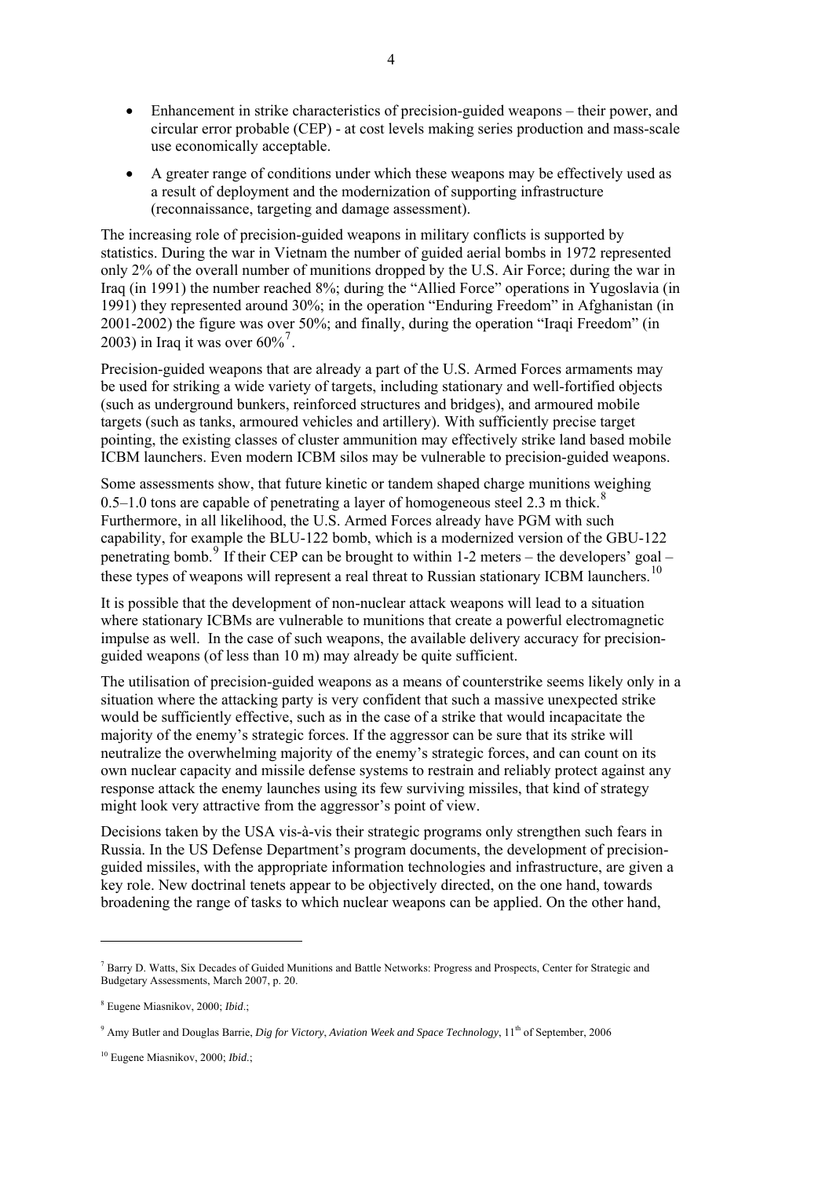- Enhancement in strike characteristics of precision-guided weapons – their power, and circular error probable (CEP) - at cost levels making series production and mass-scale use economically acceptable.
- A greater range of conditions under which these weapons may be effectively used as a result of deployment and the modernization of supporting infrastructure (reconnaissance, targeting and damage assessment).

The increasing role of precision-guided weapons in military conflicts is supported by statistics. During the war in Vietnam the number of guided aerial bombs in 1972 represented only 2% of the overall number of munitions dropped by the U.S. Air Force; during the war in Iraq (in 1991) the number reached 8%; during the "Allied Force" operations in Yugoslavia (in 1991) they represented around 30%; in the operation "Enduring Freedom" in Afghanistan (in 2001-2002) the figure was over 50%; and finally, during the operation "Iraqi Freedom" (in 2003) in Iraq it was over 60%[7].

Precision-guided weapons that are already a part of the U.S. Armed Forces armaments may be used for striking a wide variety of targets, including stationary and well-fortified objects (such as underground bunkers, reinforced structures and bridges), and armoured mobile targets (such as tanks, armoured vehicles and artillery). With sufficiently precise target pointing, the existing classes of cluster ammunition may effectively strike land based mobile ICBM launchers. Even modern ICBM silos may be vulnerable to precision-guided weapons.

Some assessments show, that future kinetic or tandem shaped charge munitions weighing 0.5–1.0 tons are capable of penetrating a layer of homogeneous steel 2.3 m thick.[8] Furthermore, in all likelihood, the U.S. Armed Forces already have PGM with such capability, for example the BLU-122 bomb, which is a modernized version of the GBU-122 penetrating bomb.[9] If their CEP can be brought to within 1-2 meters – the developers' goal – these types of weapons will represent a real threat to Russian stationary ICBM launchers.[10]

It is possible that the development of non-nuclear attack weapons will lead to a situation where stationary ICBMs are vulnerable to munitions that create a powerful electromagnetic impulse as well. In the case of such weapons, the available delivery accuracy for precision-guided weapons (of less than 10 m) may already be quite sufficient.

The utilisation of precision-guided weapons as a means of counterstrike seems likely only in a situation where the attacking party is very confident that such a massive unexpected strike would be sufficiently effective, such as in the case of a strike that would incapacitate the majority of the enemy's strategic forces. If the aggressor can be sure that its strike will neutralize the overwhelming majority of the enemy's strategic forces, and can count on its own nuclear capacity and missile defense systems to restrain and reliably protect against any response attack the enemy launches using its few surviving missiles, that kind of strategy might look very attractive from the aggressor's point of view.

Decisions taken by the USA vis-à-vis their strategic programs only strengthen such fears in Russia. In the US Defense Department's program documents, the development of precision-guided missiles, with the appropriate information technologies and infrastructure, are given a key role. New doctrinal tenets appear to be objectively directed, on the one hand, towards broadening the range of tasks to which nuclear weapons can be applied. On the other hand,

---

[7] Barry D. Watts, Six Decades of Guided Munitions and Battle Networks: Progress and Prospects, Center for Strategic and Budgetary Assessments, March 2007, p. 20.

[8] Eugene Miasnikov, 2000; *Ibid*.;

[9] Amy Butler and Douglas Barrie, *Dig for Victory*, *Aviation Week and Space Technology*, 11th of September, 2006

[10] Eugene Miasnikov, 2000; *Ibid*.;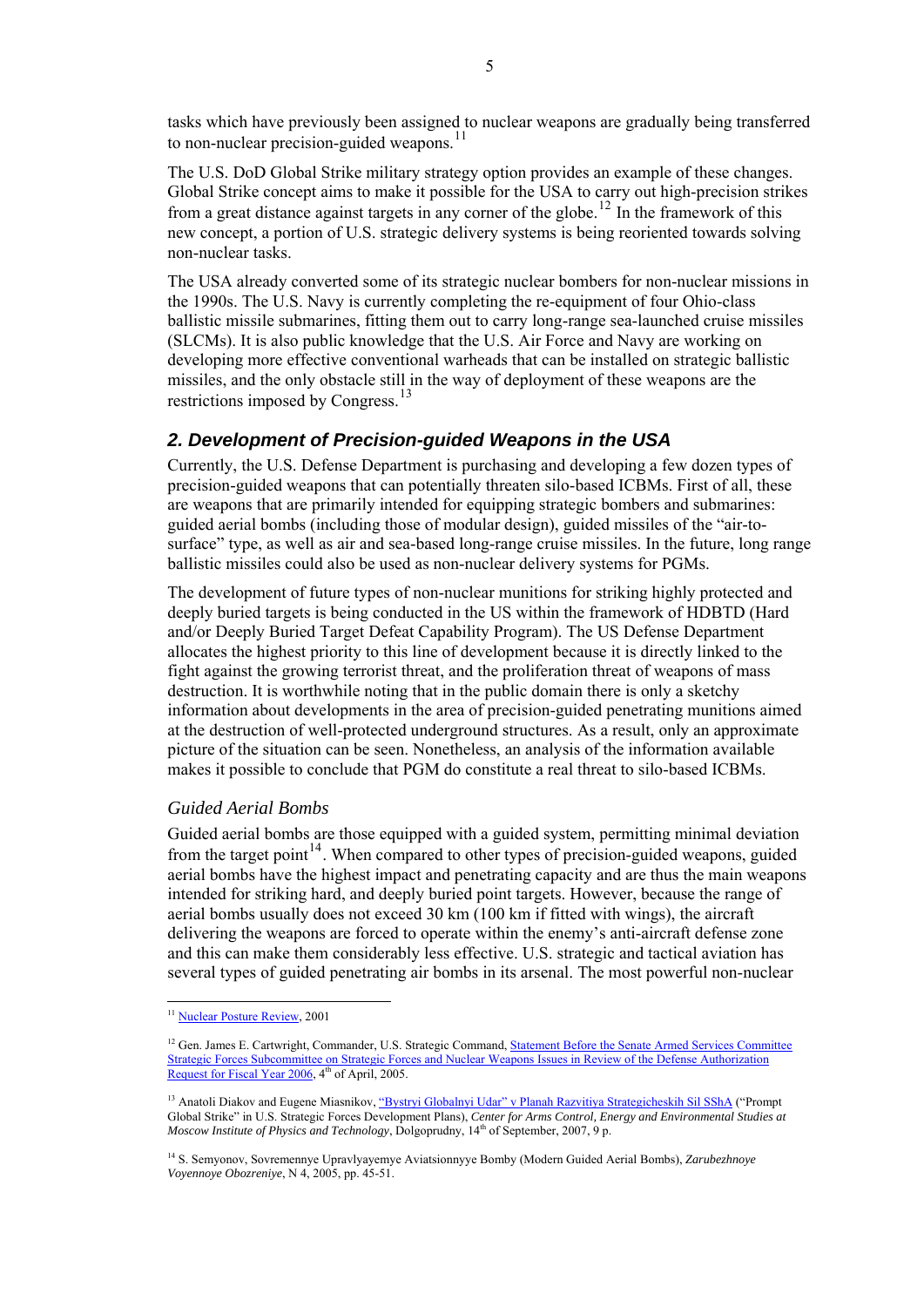tasks which have previously been assigned to nuclear weapons are gradually being transferred to non-nuclear precision-guided weapons.[11]

The U.S. DoD Global Strike military strategy option provides an example of these changes. Global Strike concept aims to make it possible for the USA to carry out high-precision strikes from a great distance against targets in any corner of the globe.[12] In the framework of this new concept, a portion of U.S. strategic delivery systems is being reoriented towards solving non-nuclear tasks.

The USA already converted some of its strategic nuclear bombers for non-nuclear missions in the 1990s. The U.S. Navy is currently completing the re-equipment of four Ohio-class ballistic missile submarines, fitting them out to carry long-range sea-launched cruise missiles (SLCMs). It is also public knowledge that the U.S. Air Force and Navy are working on developing more effective conventional warheads that can be installed on strategic ballistic missiles, and the only obstacle still in the way of deployment of these weapons are the restrictions imposed by Congress.[13]

## *2. Development of Precision-guided Weapons in the USA*

Currently, the U.S. Defense Department is purchasing and developing a few dozen types of precision-guided weapons that can potentially threaten silo-based ICBMs. First of all, these are weapons that are primarily intended for equipping strategic bombers and submarines: guided aerial bombs (including those of modular design), guided missiles of the "air-to-surface" type, as well as air and sea-based long-range cruise missiles. In the future, long range ballistic missiles could also be used as non-nuclear delivery systems for PGMs.

The development of future types of non-nuclear munitions for striking highly protected and deeply buried targets is being conducted in the US within the framework of HDBTD (Hard and/or Deeply Buried Target Defeat Capability Program). The US Defense Department allocates the highest priority to this line of development because it is directly linked to the fight against the growing terrorist threat, and the proliferation threat of weapons of mass destruction. It is worthwhile noting that in the public domain there is only a sketchy information about developments in the area of precision-guided penetrating munitions aimed at the destruction of well-protected underground structures. As a result, only an approximate picture of the situation can be seen. Nonetheless, an analysis of the information available makes it possible to conclude that PGM do constitute a real threat to silo-based ICBMs.

### *Guided Aerial Bombs*

Guided aerial bombs are those equipped with a guided system, permitting minimal deviation from the target point[14]. When compared to other types of precision-guided weapons, guided aerial bombs have the highest impact and penetrating capacity and are thus the main weapons intended for striking hard, and deeply buried point targets. However, because the range of aerial bombs usually does not exceed 30 km (100 km if fitted with wings), the aircraft delivering the weapons are forced to operate within the enemy's anti-aircraft defense zone and this can make them considerably less effective. U.S. strategic and tactical aviation has several types of guided penetrating air bombs in its arsenal. The most powerful non-nuclear

---

[11] Nuclear Posture Review, 2001

[12] Gen. James E. Cartwright, Commander, U.S. Strategic Command, Statement Before the Senate Armed Services Committee Strategic Forces Subcommittee on Strategic Forces and Nuclear Weapons Issues in Review of the Defense Authorization Request for Fiscal Year 2006, 4th of April, 2005.

[13] Anatoli Diakov and Eugene Miasnikov, "Bystryi Globalnyi Udar" v Planah Razvitiya Strategicheskih Sil SShA ("Prompt Global Strike" in U.S. Strategic Forces Development Plans), *Center for Arms Control, Energy and Environmental Studies at Moscow Institute of Physics and Technology*, Dolgoprudny, 14th of September, 2007, 9 p.

[14] S. Semyonov, Sovremennye Upravlyayemye Aviatsionnyye Bomby (Modern Guided Aerial Bombs), *Zarubezhnoye Voyennoye Obozreniye*, N 4, 2005, pp. 45-51.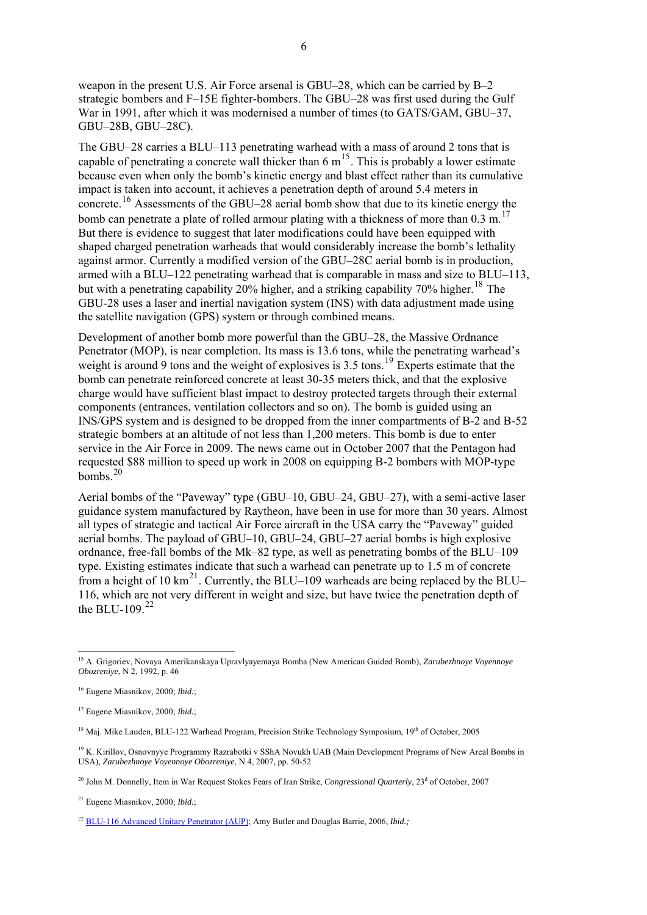weapon in the present U.S. Air Force arsenal is GBU–28, which can be carried by B–2 strategic bombers and F–15E fighter-bombers. The GBU–28 was first used during the Gulf War in 1991, after which it was modernised a number of times (to GATS/GAM, GBU–37, GBU–28B, GBU–28C).

The GBU–28 carries a BLU–113 penetrating warhead with a mass of around 2 tons that is capable of penetrating a concrete wall thicker than 6 m[15]. This is probably a lower estimate because even when only the bomb's kinetic energy and blast effect rather than its cumulative impact is taken into account, it achieves a penetration depth of around 5.4 meters in concrete.[16] Assessments of the GBU–28 aerial bomb show that due to its kinetic energy the bomb can penetrate a plate of rolled armour plating with a thickness of more than 0.3 m.[17] But there is evidence to suggest that later modifications could have been equipped with shaped charged penetration warheads that would considerably increase the bomb's lethality against armor. Currently a modified version of the GBU–28C aerial bomb is in production, armed with a BLU–122 penetrating warhead that is comparable in mass and size to BLU–113, but with a penetrating capability 20% higher, and a striking capability 70% higher.[18] The GBU-28 uses a laser and inertial navigation system (INS) with data adjustment made using the satellite navigation (GPS) system or through combined means.

Development of another bomb more powerful than the GBU–28, the Massive Ordnance Penetrator (MOP), is near completion. Its mass is 13.6 tons, while the penetrating warhead's weight is around 9 tons and the weight of explosives is 3.5 tons.[19] Experts estimate that the bomb can penetrate reinforced concrete at least 30-35 meters thick, and that the explosive charge would have sufficient blast impact to destroy protected targets through their external components (entrances, ventilation collectors and so on). The bomb is guided using an INS/GPS system and is designed to be dropped from the inner compartments of B-2 and B-52 strategic bombers at an altitude of not less than 1,200 meters. This bomb is due to enter service in the Air Force in 2009. The news came out in October 2007 that the Pentagon had requested $88 million to speed up work in 2008 on equipping B-2 bombers with MOP-type bombs.[20]

Aerial bombs of the "Paveway" type (GBU–10, GBU–24, GBU–27), with a semi-active laser guidance system manufactured by Raytheon, have been in use for more than 30 years. Almost all types of strategic and tactical Air Force aircraft in the USA carry the "Paveway" guided aerial bombs. The payload of GBU–10, GBU–24, GBU–27 aerial bombs is high explosive ordnance, free-fall bombs of the Mk–82 type, as well as penetrating bombs of the BLU–109 type. Existing estimates indicate that such a warhead can penetrate up to 1.5 m of concrete from a height of 10 km[21]. Currently, the BLU–109 warheads are being replaced by the BLU–116, which are not very different in weight and size, but have twice the penetration depth of the BLU-109.[22]

---

[15] A. Grigoriev, Novaya Amerikanskaya Upravlyayemaya Bomba (New American Guided Bomb), *Zarubezhnoye Voyennoye Obozreniye*, N 2, 1992, p. 46

[16] Eugene Miasnikov, 2000; *Ibid.*;

[17] Eugene Miasnikov, 2000; *Ibid.*;

[18] Maj. Mike Lauden, BLU-122 Warhead Program, Precision Strike Technology Symposium, 19th of October, 2005

[19] K. Kirillov, Osnovnyye Programmy Razrabotki v SShA Novukh UAB (Main Development Programs of New Areal Bombs in USA), *Zarubezhnoye Voyennoye Obozreniye*, N 4, 2007, pp. 50-52

[20] John M. Donnelly, Item in War Request Stokes Fears of Iran Strike, *Congressional Quarterly*, 23d of October, 2007

[21] Eugene Miasnikov, 2000; *Ibid.*;

[22] BLU-116 Advanced Unitary Penetrator (AUP); Amy Butler and Douglas Barrie, 2006, *Ibid.;*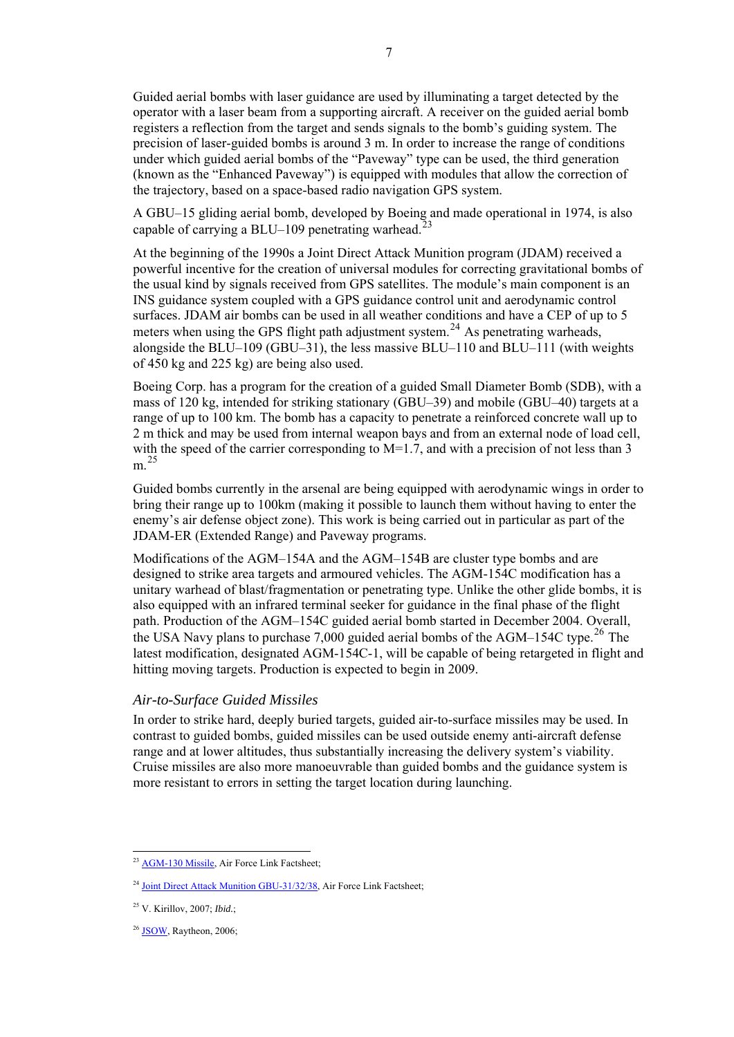Guided aerial bombs with laser guidance are used by illuminating a target detected by the operator with a laser beam from a supporting aircraft. A receiver on the guided aerial bomb registers a reflection from the target and sends signals to the bomb's guiding system. The precision of laser-guided bombs is around 3 m. In order to increase the range of conditions under which guided aerial bombs of the "Paveway" type can be used, the third generation (known as the "Enhanced Paveway") is equipped with modules that allow the correction of the trajectory, based on a space-based radio navigation GPS system.

A GBU–15 gliding aerial bomb, developed by Boeing and made operational in 1974, is also capable of carrying a BLU–109 penetrating warhead.[23]

At the beginning of the 1990s a Joint Direct Attack Munition program (JDAM) received a powerful incentive for the creation of universal modules for correcting gravitational bombs of the usual kind by signals received from GPS satellites. The module's main component is an INS guidance system coupled with a GPS guidance control unit and aerodynamic control surfaces. JDAM air bombs can be used in all weather conditions and have a CEP of up to 5 meters when using the GPS flight path adjustment system.[24] As penetrating warheads, alongside the BLU–109 (GBU–31), the less massive BLU–110 and BLU–111 (with weights of 450 kg and 225 kg) are being also used.

Boeing Corp. has a program for the creation of a guided Small Diameter Bomb (SDB), with a mass of 120 kg, intended for striking stationary (GBU–39) and mobile (GBU–40) targets at a range of up to 100 km. The bomb has a capacity to penetrate a reinforced concrete wall up to 2 m thick and may be used from internal weapon bays and from an external node of load cell, with the speed of the carrier corresponding to M=1.7, and with a precision of not less than 3 m.[25]

Guided bombs currently in the arsenal are being equipped with aerodynamic wings in order to bring their range up to 100km (making it possible to launch them without having to enter the enemy's air defense object zone). This work is being carried out in particular as part of the JDAM-ER (Extended Range) and Paveway programs.

Modifications of the AGM–154A and the AGM–154B are cluster type bombs and are designed to strike area targets and armoured vehicles. The AGM-154C modification has a unitary warhead of blast/fragmentation or penetrating type. Unlike the other glide bombs, it is also equipped with an infrared terminal seeker for guidance in the final phase of the flight path. Production of the AGM–154C guided aerial bomb started in December 2004. Overall, the USA Navy plans to purchase 7,000 guided aerial bombs of the AGM–154C type.[26] The latest modification, designated AGM-154C-1, will be capable of being retargeted in flight and hitting moving targets. Production is expected to begin in 2009.

### *Air-to-Surface Guided Missiles*

In order to strike hard, deeply buried targets, guided air-to-surface missiles may be used. In contrast to guided bombs, guided missiles can be used outside enemy anti-aircraft defense range and at lower altitudes, thus substantially increasing the delivery system's viability. Cruise missiles are also more manoeuvrable than guided bombs and the guidance system is more resistant to errors in setting the target location during launching.

---

[23] AGM-130 Missile, Air Force Link Factsheet;

[24] Joint Direct Attack Munition GBU-31/32/38, Air Force Link Factsheet;

[25] V. Kirillov, 2007; *Ibid.*;

[26] JSOW, Raytheon, 2006;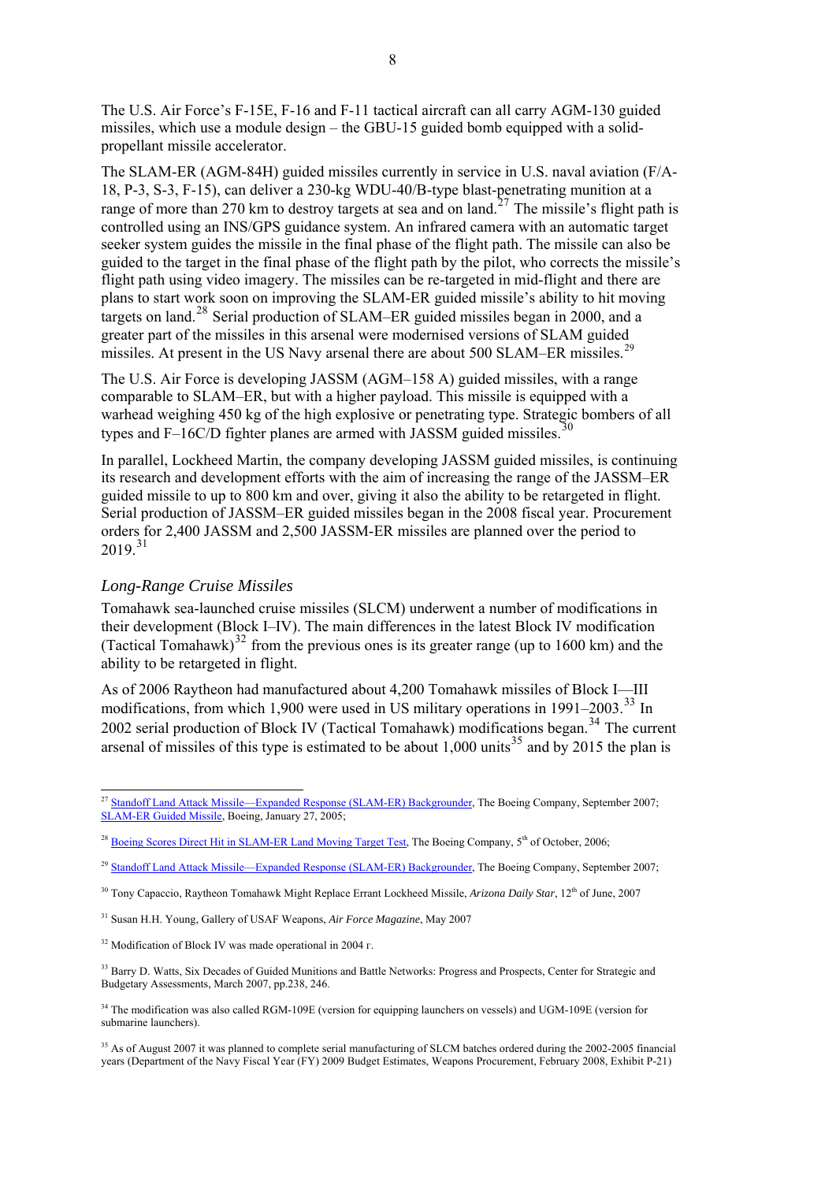The U.S. Air Force's F-15E, F-16 and F-11 tactical aircraft can all carry AGM-130 guided missiles, which use a module design – the GBU-15 guided bomb equipped with a solid-propellant missile accelerator.

The SLAM-ER (AGM-84H) guided missiles currently in service in U.S. naval aviation (F/A-18, P-3, S-3, F-15), can deliver a 230-kg WDU-40/B-type blast-penetrating munition at a range of more than 270 km to destroy targets at sea and on land.[27] The missile's flight path is controlled using an INS/GPS guidance system. An infrared camera with an automatic target seeker system guides the missile in the final phase of the flight path. The missile can also be guided to the target in the final phase of the flight path by the pilot, who corrects the missile's flight path using video imagery. The missiles can be re-targeted in mid-flight and there are plans to start work soon on improving the SLAM-ER guided missile's ability to hit moving targets on land.[28] Serial production of SLAM–ER guided missiles began in 2000, and a greater part of the missiles in this arsenal were modernised versions of SLAM guided missiles. At present in the US Navy arsenal there are about 500 SLAM–ER missiles.[29]

The U.S. Air Force is developing JASSM (AGM–158 A) guided missiles, with a range comparable to SLAM–ER, but with a higher payload. This missile is equipped with a warhead weighing 450 kg of the high explosive or penetrating type. Strategic bombers of all types and F–16C/D fighter planes are armed with JASSM guided missiles.[30]

In parallel, Lockheed Martin, the company developing JASSM guided missiles, is continuing its research and development efforts with the aim of increasing the range of the JASSM–ER guided missile to up to 800 km and over, giving it also the ability to be retargeted in flight. Serial production of JASSM–ER guided missiles began in the 2008 fiscal year. Procurement orders for 2,400 JASSM and 2,500 JASSM-ER missiles are planned over the period to 2019.[31]

### *Long-Range Cruise Missiles*

Tomahawk sea-launched cruise missiles (SLCM) underwent a number of modifications in their development (Block I–IV). The main differences in the latest Block IV modification (Tactical Tomahawk)[32] from the previous ones is its greater range (up to 1600 km) and the ability to be retargeted in flight.

As of 2006 Raytheon had manufactured about 4,200 Tomahawk missiles of Block I—III modifications, from which 1,900 were used in US military operations in 1991–2003.[33] In 2002 serial production of Block IV (Tactical Tomahawk) modifications began.[34] The current arsenal of missiles of this type is estimated to be about 1,000 units[35] and by 2015 the plan is

---

[27] Standoff Land Attack Missile—Expanded Response (SLAM-ER) Backgrounder, The Boeing Company, September 2007; SLAM-ER Guided Missile, Boeing, January 27, 2005;

[28] Boeing Scores Direct Hit in SLAM-ER Land Moving Target Test, The Boeing Company, 5th of October, 2006;

[29] Standoff Land Attack Missile—Expanded Response (SLAM-ER) Backgrounder, The Boeing Company, September 2007;

[30] Tony Capaccio, Raytheon Tomahawk Might Replace Errant Lockheed Missile, *Arizona Daily Star*, 12th of June, 2007

[31] Susan H.H. Young, Gallery of USAF Weapons, *Air Force Magazine*, May 2007

[32] Modification of Block IV was made operational in 2004 г.

[33] Barry D. Watts, Six Decades of Guided Munitions and Battle Networks: Progress and Prospects, Center for Strategic and Budgetary Assessments, March 2007, pp.238, 246.

[34] The modification was also called RGM-109E (version for equipping launchers on vessels) and UGM-109E (version for submarine launchers).

[35] As of August 2007 it was planned to complete serial manufacturing of SLCM batches ordered during the 2002-2005 financial years (Department of the Navy Fiscal Year (FY) 2009 Budget Estimates, Weapons Procurement, February 2008, Exhibit P-21)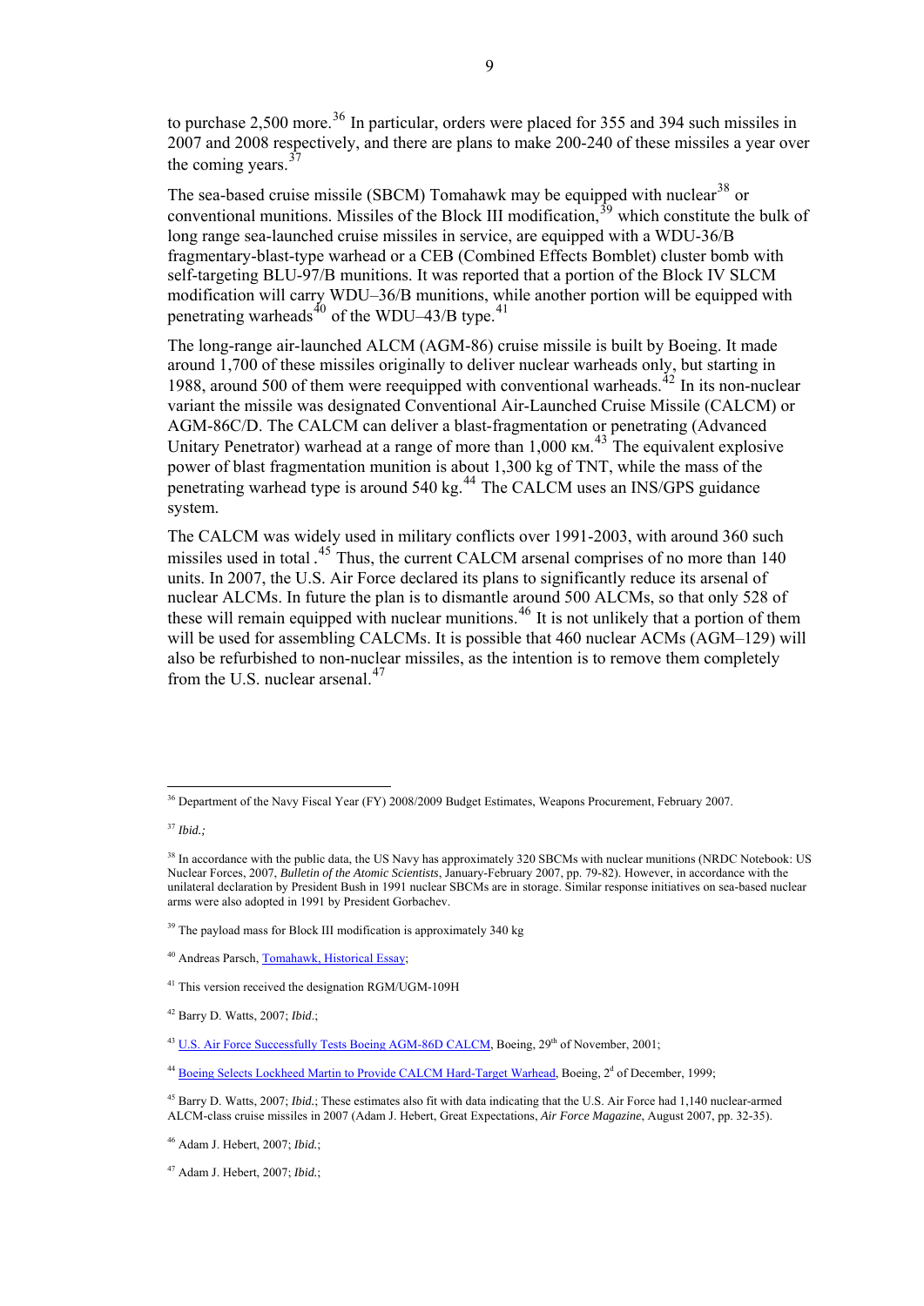to purchase 2,500 more.[36] In particular, orders were placed for 355 and 394 such missiles in 2007 and 2008 respectively, and there are plans to make 200-240 of these missiles a year over the coming years.[37]

The sea-based cruise missile (SBCM) Tomahawk may be equipped with nuclear[38] or conventional munitions. Missiles of the Block III modification,[39] which constitute the bulk of long range sea-launched cruise missiles in service, are equipped with a WDU-36/B fragmentary-blast-type warhead or a CEB (Combined Effects Bomblet) cluster bomb with self-targeting BLU-97/B munitions. It was reported that a portion of the Block IV SLCM modification will carry WDU–36/B munitions, while another portion will be equipped with penetrating warheads[40] of the WDU–43/B type.[41]

The long-range air-launched ALCM (AGM-86) cruise missile is built by Boeing. It made around 1,700 of these missiles originally to deliver nuclear warheads only, but starting in 1988, around 500 of them were reequipped with conventional warheads.[42] In its non-nuclear variant the missile was designated Conventional Air-Launched Cruise Missile (CALCM) or AGM-86C/D. The CALCM can deliver a blast-fragmentation or penetrating (Advanced Unitary Penetrator) warhead at a range of more than 1,000 км.[43] The equivalent explosive power of blast fragmentation munition is about 1,300 kg of TNT, while the mass of the penetrating warhead type is around 540 kg.[44] The CALCM uses an INS/GPS guidance system.

The CALCM was widely used in military conflicts over 1991-2003, with around 360 such missiles used in total .[45] Thus, the current CALCM arsenal comprises of no more than 140 units. In 2007, the U.S. Air Force declared its plans to significantly reduce its arsenal of nuclear ALCMs. In future the plan is to dismantle around 500 ALCMs, so that only 528 of these will remain equipped with nuclear munitions.[46] It is not unlikely that a portion of them will be used for assembling CALCMs. It is possible that 460 nuclear ACMs (AGM–129) will also be refurbished to non-nuclear missiles, as the intention is to remove them completely from the U.S. nuclear arsenal.[47]

---

[36] Department of the Navy Fiscal Year (FY) 2008/2009 Budget Estimates, Weapons Procurement, February 2007.

[37] *Ibid.;*

[38] In accordance with the public data, the US Navy has approximately 320 SBCMs with nuclear munitions (NRDC Notebook: US Nuclear Forces, 2007, *Bulletin of the Atomic Scientists*, January-February 2007, pp. 79-82). However, in accordance with the unilateral declaration by President Bush in 1991 nuclear SBCMs are in storage. Similar response initiatives on sea-based nuclear arms were also adopted in 1991 by President Gorbachev.

[39] The payload mass for Block III modification is approximately 340 kg

[40] Andreas Parsch, Tomahawk, Historical Essay;

[41] This version received the designation RGM/UGM-109H

[42] Barry D. Watts, 2007; *Ibid*.;

[43] U.S. Air Force Successfully Tests Boeing AGM-86D CALCM, Boeing, 29th of November, 2001;

[44] Boeing Selects Lockheed Martin to Provide CALCM Hard-Target Warhead, Boeing, 2d of December, 1999;

[45] Barry D. Watts, 2007; *Ibid*.; These estimates also fit with data indicating that the U.S. Air Force had 1,140 nuclear-armed ALCM-class cruise missiles in 2007 (Adam J. Hebert, Great Expectations, *Air Force Magazine*, August 2007, pp. 32-35).

[46] Adam J. Hebert, 2007; *Ibid.*;

[47] Adam J. Hebert, 2007; *Ibid.*;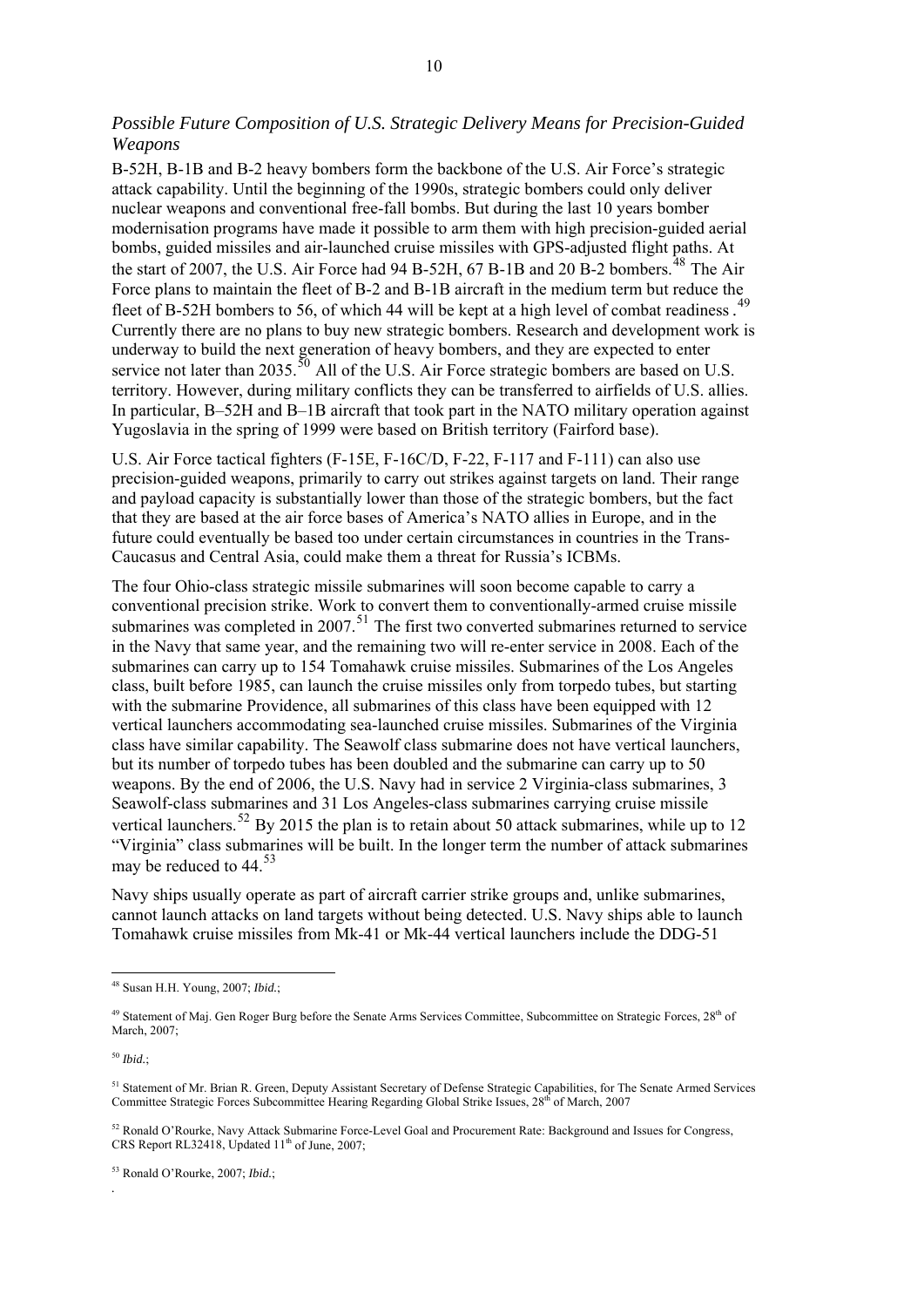*Possible Future Composition of U.S. Strategic Delivery Means for Precision-Guided Weapons*

B-52H, B-1B and B-2 heavy bombers form the backbone of the U.S. Air Force's strategic attack capability. Until the beginning of the 1990s, strategic bombers could only deliver nuclear weapons and conventional free-fall bombs. But during the last 10 years bomber modernisation programs have made it possible to arm them with high precision-guided aerial bombs, guided missiles and air-launched cruise missiles with GPS-adjusted flight paths. At the start of 2007, the U.S. Air Force had 94 B-52H, 67 B-1B and 20 B-2 bombers.[48] The Air Force plans to maintain the fleet of B-2 and B-1B aircraft in the medium term but reduce the fleet of B-52H bombers to 56, of which 44 will be kept at a high level of combat readiness.[49] Currently there are no plans to buy new strategic bombers. Research and development work is underway to build the next generation of heavy bombers, and they are expected to enter service not later than 2035.[50] All of the U.S. Air Force strategic bombers are based on U.S. territory. However, during military conflicts they can be transferred to airfields of U.S. allies. In particular, B–52H and B–1B aircraft that took part in the NATO military operation against Yugoslavia in the spring of 1999 were based on British territory (Fairford base).

U.S. Air Force tactical fighters (F-15E, F-16C/D, F-22, F-117 and F-111) can also use precision-guided weapons, primarily to carry out strikes against targets on land. Their range and payload capacity is substantially lower than those of the strategic bombers, but the fact that they are based at the air force bases of America's NATO allies in Europe, and in the future could eventually be based too under certain circumstances in countries in the Trans-Caucasus and Central Asia, could make them a threat for Russia's ICBMs.

The four Ohio-class strategic missile submarines will soon become capable to carry a conventional precision strike. Work to convert them to conventionally-armed cruise missile submarines was completed in 2007.[51] The first two converted submarines returned to service in the Navy that same year, and the remaining two will re-enter service in 2008. Each of the submarines can carry up to 154 Tomahawk cruise missiles. Submarines of the Los Angeles class, built before 1985, can launch the cruise missiles only from torpedo tubes, but starting with the submarine Providence, all submarines of this class have been equipped with 12 vertical launchers accommodating sea-launched cruise missiles. Submarines of the Virginia class have similar capability. The Seawolf class submarine does not have vertical launchers, but its number of torpedo tubes has been doubled and the submarine can carry up to 50 weapons. By the end of 2006, the U.S. Navy had in service 2 Virginia-class submarines, 3 Seawolf-class submarines and 31 Los Angeles-class submarines carrying cruise missile vertical launchers.[52] By 2015 the plan is to retain about 50 attack submarines, while up to 12 "Virginia" class submarines will be built. In the longer term the number of attack submarines may be reduced to 44.[53]

Navy ships usually operate as part of aircraft carrier strike groups and, unlike submarines, cannot launch attacks on land targets without being detected. U.S. Navy ships able to launch Tomahawk cruise missiles from Mk-41 or Mk-44 vertical launchers include the DDG-51

---

[48] Susan H.H. Young, 2007; *Ibid.*;

[49] Statement of Maj. Gen Roger Burg before the Senate Arms Services Committee, Subcommittee on Strategic Forces, 28th of March, 2007;

[50] *Ibid.*;

[51] Statement of Mr. Brian R. Green, Deputy Assistant Secretary of Defense Strategic Capabilities, for The Senate Armed Services Committee Strategic Forces Subcommittee Hearing Regarding Global Strike Issues, 28th of March, 2007

[52] Ronald O'Rourke, Navy Attack Submarine Force-Level Goal and Procurement Rate: Background and Issues for Congress, CRS Report RL32418, Updated 11th of June, 2007;

[53] Ronald O'Rourke, 2007; *Ibid.*;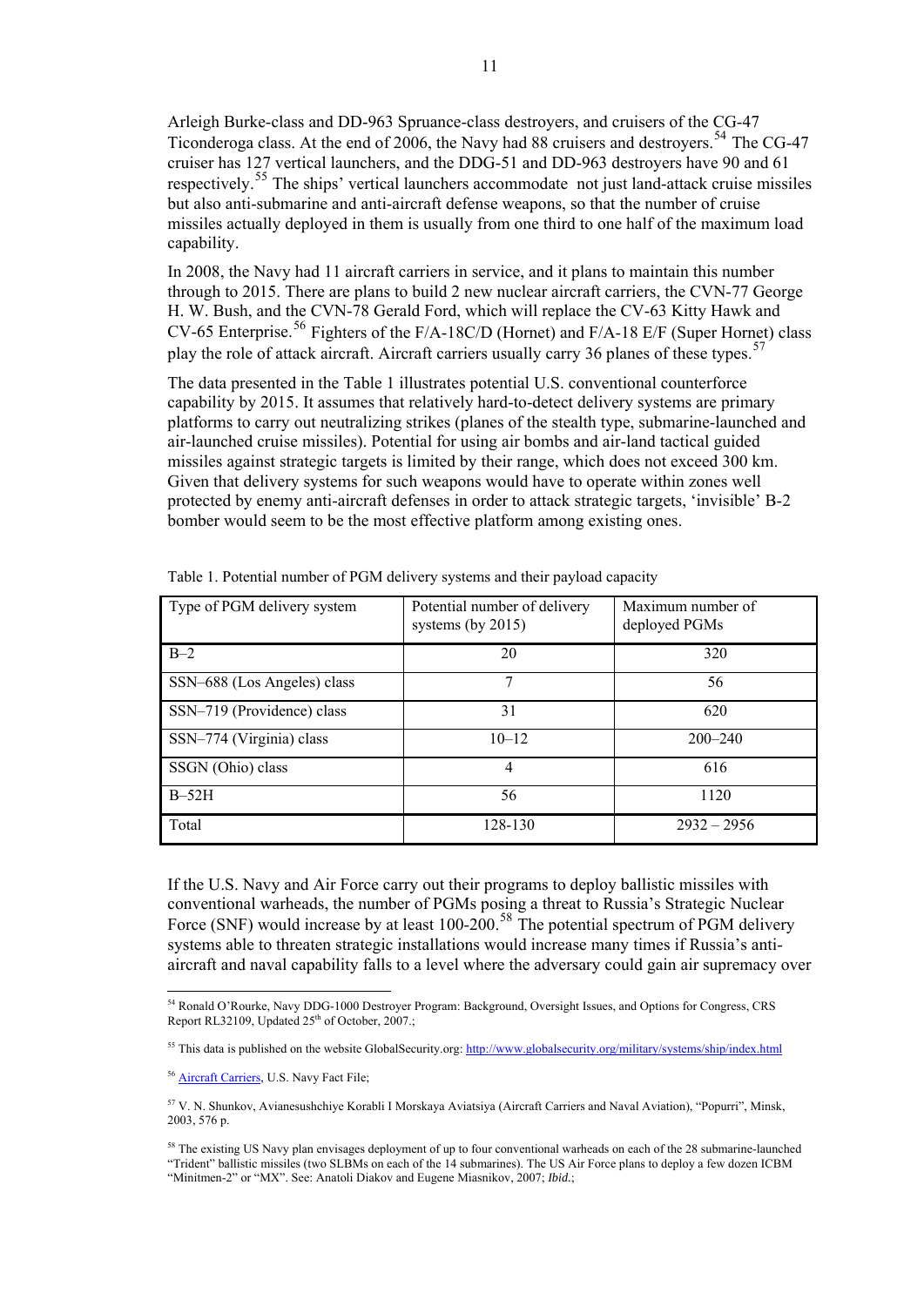Arleigh Burke-class and DD-963 Spruance-class destroyers, and cruisers of the CG-47 Ticonderoga class. At the end of 2006, the Navy had 88 cruisers and destroyers.[54] The CG-47 cruiser has 127 vertical launchers, and the DDG-51 and DD-963 destroyers have 90 and 61 respectively.[55] The ships' vertical launchers accommodate not just land-attack cruise missiles but also anti-submarine and anti-aircraft defense weapons, so that the number of cruise missiles actually deployed in them is usually from one third to one half of the maximum load capability.

In 2008, the Navy had 11 aircraft carriers in service, and it plans to maintain this number through to 2015. There are plans to build 2 new nuclear aircraft carriers, the CVN-77 George H. W. Bush, and the CVN-78 Gerald Ford, which will replace the CV-63 Kitty Hawk and CV-65 Enterprise.[56] Fighters of the F/A-18C/D (Hornet) and F/A-18 E/F (Super Hornet) class play the role of attack aircraft. Aircraft carriers usually carry 36 planes of these types.[57]

The data presented in the Table 1 illustrates potential U.S. conventional counterforce capability by 2015. It assumes that relatively hard-to-detect delivery systems are primary platforms to carry out neutralizing strikes (planes of the stealth type, submarine-launched and air-launched cruise missiles). Potential for using air bombs and air-land tactical guided missiles against strategic targets is limited by their range, which does not exceed 300 km. Given that delivery systems for such weapons would have to operate within zones well protected by enemy anti-aircraft defenses in order to attack strategic targets, 'invisible' B-2 bomber would seem to be the most effective platform among existing ones.

Table 1. Potential number of PGM delivery systems and their payload capacity

| Type of PGM delivery system | Potential number of delivery systems (by 2015) | Maximum number of deployed PGMs |
|---|---|---|
| B–2 | 20 | 320 |
| SSN–688 (Los Angeles) class | 7 | 56 |
| SSN–719 (Providence) class | 31 | 620 |
| SSN–774 (Virginia) class | 10–12 | 200–240 |
| SSGN (Ohio) class | 4 | 616 |
| B–52H | 56 | 1120 |
| Total | 128-130 | 2932 – 2956 |

If the U.S. Navy and Air Force carry out their programs to deploy ballistic missiles with conventional warheads, the number of PGMs posing a threat to Russia's Strategic Nuclear Force (SNF) would increase by at least 100-200.[58] The potential spectrum of PGM delivery systems able to threaten strategic installations would increase many times if Russia's anti-aircraft and naval capability falls to a level where the adversary could gain air supremacy over

---

[54] Ronald O'Rourke, Navy DDG-1000 Destroyer Program: Background, Oversight Issues, and Options for Congress, CRS Report RL32109, Updated 25th of October, 2007.;

[55] This data is published on the website GlobalSecurity.org: http://www.globalsecurity.org/military/systems/ship/index.html

[56] Aircraft Carriers, U.S. Navy Fact File;

[57] V. N. Shunkov, Avianesushchiye Korabli I Morskaya Aviatsiya (Aircraft Carriers and Naval Aviation), "Popurri", Minsk, 2003, 576 p.

[58] The existing US Navy plan envisages deployment of up to four conventional warheads on each of the 28 submarine-launched "Trident" ballistic missiles (two SLBMs on each of the 14 submarines). The US Air Force plans to deploy a few dozen ICBM "Minitmen-2" or "MX". See: Anatoli Diakov and Eugene Miasnikov, 2007; *Ibid*.;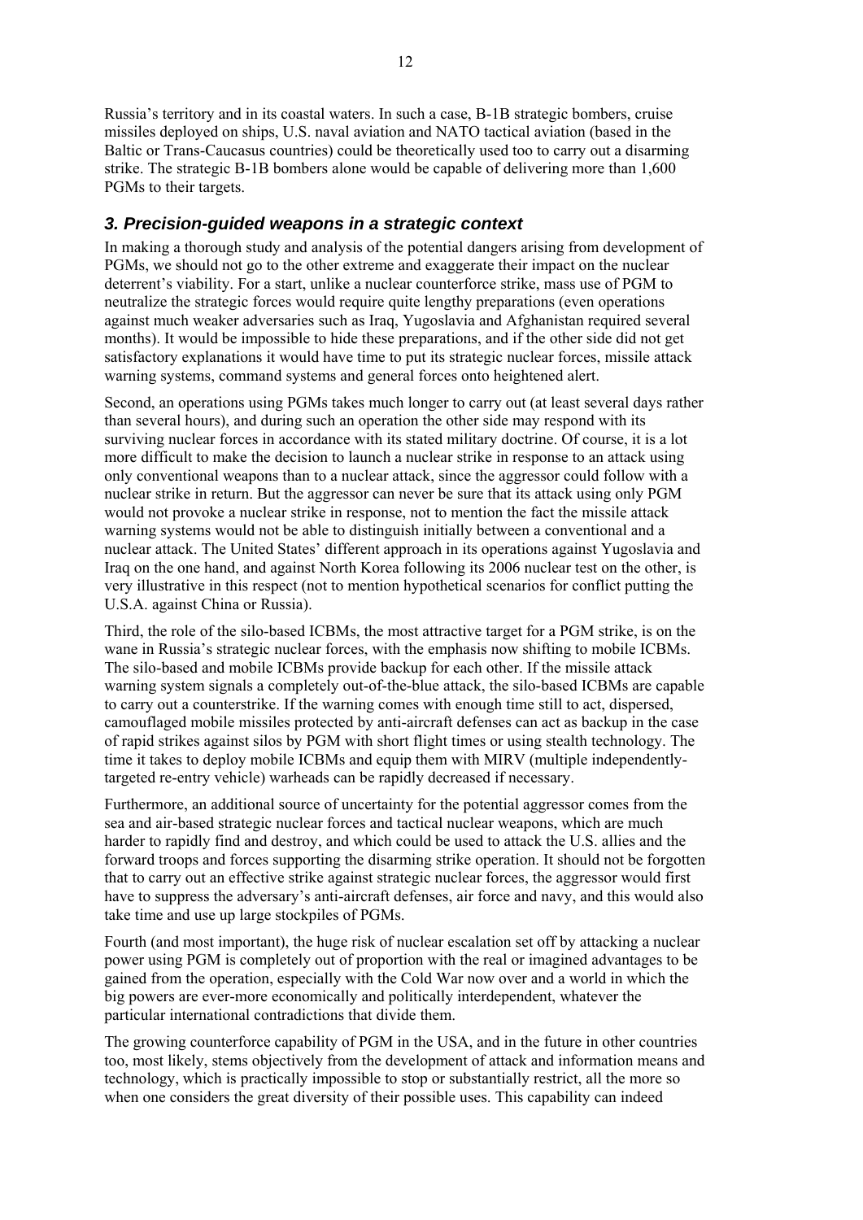Russia's territory and in its coastal waters. In such a case, B-1B strategic bombers, cruise missiles deployed on ships, U.S. naval aviation and NATO tactical aviation (based in the Baltic or Trans-Caucasus countries) could be theoretically used too to carry out a disarming strike. The strategic B-1B bombers alone would be capable of delivering more than 1,600 PGMs to their targets.

### *3. Precision-guided weapons in a strategic context*

In making a thorough study and analysis of the potential dangers arising from development of PGMs, we should not go to the other extreme and exaggerate their impact on the nuclear deterrent's viability. For a start, unlike a nuclear counterforce strike, mass use of PGM to neutralize the strategic forces would require quite lengthy preparations (even operations against much weaker adversaries such as Iraq, Yugoslavia and Afghanistan required several months). It would be impossible to hide these preparations, and if the other side did not get satisfactory explanations it would have time to put its strategic nuclear forces, missile attack warning systems, command systems and general forces onto heightened alert.

Second, an operations using PGMs takes much longer to carry out (at least several days rather than several hours), and during such an operation the other side may respond with its surviving nuclear forces in accordance with its stated military doctrine. Of course, it is a lot more difficult to make the decision to launch a nuclear strike in response to an attack using only conventional weapons than to a nuclear attack, since the aggressor could follow with a nuclear strike in return. But the aggressor can never be sure that its attack using only PGM would not provoke a nuclear strike in response, not to mention the fact the missile attack warning systems would not be able to distinguish initially between a conventional and a nuclear attack. The United States' different approach in its operations against Yugoslavia and Iraq on the one hand, and against North Korea following its 2006 nuclear test on the other, is very illustrative in this respect (not to mention hypothetical scenarios for conflict putting the U.S.A. against China or Russia).

Third, the role of the silo-based ICBMs, the most attractive target for a PGM strike, is on the wane in Russia's strategic nuclear forces, with the emphasis now shifting to mobile ICBMs. The silo-based and mobile ICBMs provide backup for each other. If the missile attack warning system signals a completely out-of-the-blue attack, the silo-based ICBMs are capable to carry out a counterstrike. If the warning comes with enough time still to act, dispersed, camouflaged mobile missiles protected by anti-aircraft defenses can act as backup in the case of rapid strikes against silos by PGM with short flight times or using stealth technology. The time it takes to deploy mobile ICBMs and equip them with MIRV (multiple independently-targeted re-entry vehicle) warheads can be rapidly decreased if necessary.

Furthermore, an additional source of uncertainty for the potential aggressor comes from the sea and air-based strategic nuclear forces and tactical nuclear weapons, which are much harder to rapidly find and destroy, and which could be used to attack the U.S. allies and the forward troops and forces supporting the disarming strike operation. It should not be forgotten that to carry out an effective strike against strategic nuclear forces, the aggressor would first have to suppress the adversary's anti-aircraft defenses, air force and navy, and this would also take time and use up large stockpiles of PGMs.

Fourth (and most important), the huge risk of nuclear escalation set off by attacking a nuclear power using PGM is completely out of proportion with the real or imagined advantages to be gained from the operation, especially with the Cold War now over and a world in which the big powers are ever-more economically and politically interdependent, whatever the particular international contradictions that divide them.

The growing counterforce capability of PGM in the USA, and in the future in other countries too, most likely, stems objectively from the development of attack and information means and technology, which is practically impossible to stop or substantially restrict, all the more so when one considers the great diversity of their possible uses. This capability can indeed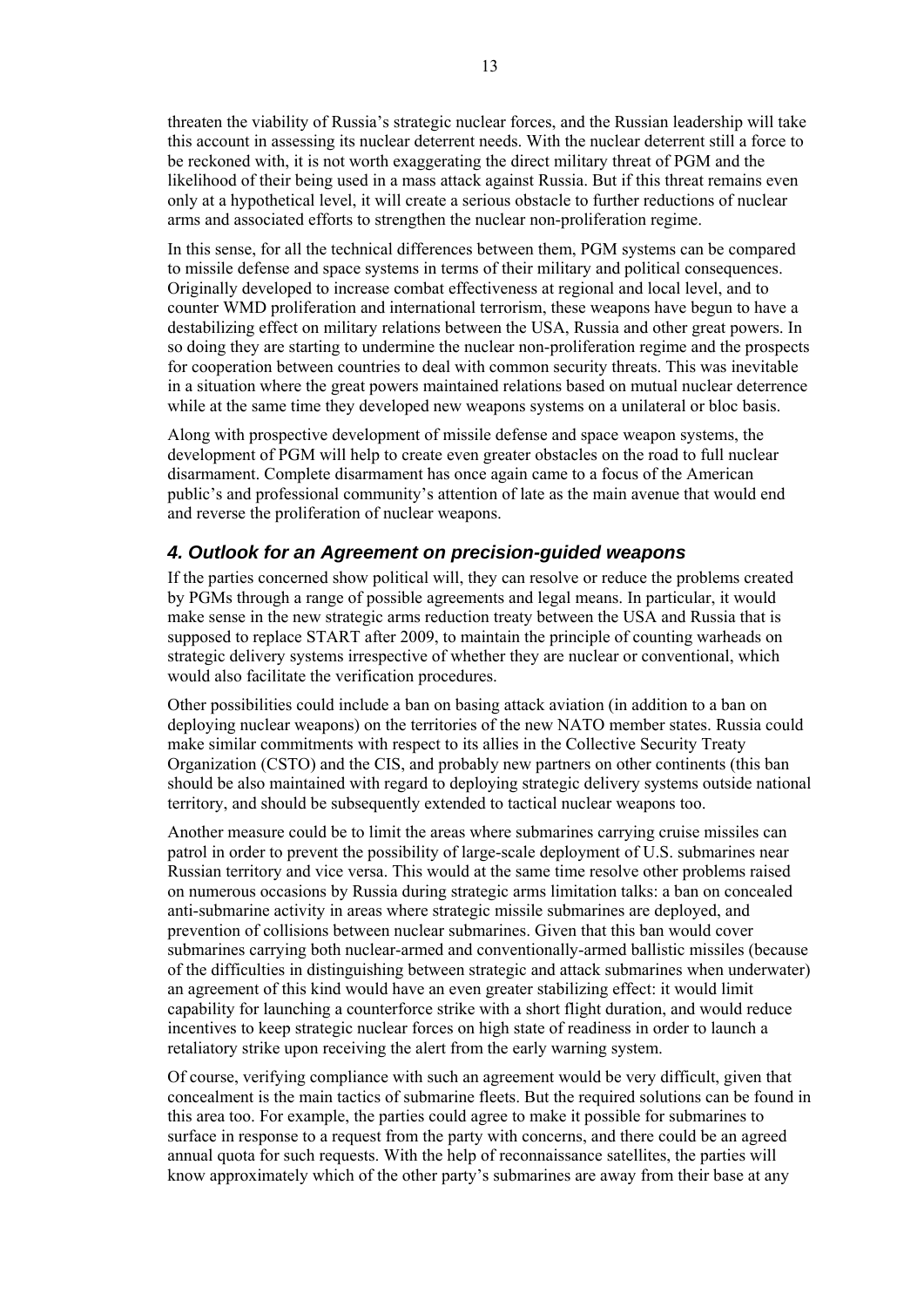threaten the viability of Russia's strategic nuclear forces, and the Russian leadership will take this account in assessing its nuclear deterrent needs. With the nuclear deterrent still a force to be reckoned with, it is not worth exaggerating the direct military threat of PGM and the likelihood of their being used in a mass attack against Russia. But if this threat remains even only at a hypothetical level, it will create a serious obstacle to further reductions of nuclear arms and associated efforts to strengthen the nuclear non-proliferation regime.

In this sense, for all the technical differences between them, PGM systems can be compared to missile defense and space systems in terms of their military and political consequences. Originally developed to increase combat effectiveness at regional and local level, and to counter WMD proliferation and international terrorism, these weapons have begun to have a destabilizing effect on military relations between the USA, Russia and other great powers. In so doing they are starting to undermine the nuclear non-proliferation regime and the prospects for cooperation between countries to deal with common security threats. This was inevitable in a situation where the great powers maintained relations based on mutual nuclear deterrence while at the same time they developed new weapons systems on a unilateral or bloc basis.

Along with prospective development of missile defense and space weapon systems, the development of PGM will help to create even greater obstacles on the road to full nuclear disarmament. Complete disarmament has once again came to a focus of the American public's and professional community's attention of late as the main avenue that would end and reverse the proliferation of nuclear weapons.

## 4. Outlook for an Agreement on precision-guided weapons

If the parties concerned show political will, they can resolve or reduce the problems created by PGMs through a range of possible agreements and legal means. In particular, it would make sense in the new strategic arms reduction treaty between the USA and Russia that is supposed to replace START after 2009, to maintain the principle of counting warheads on strategic delivery systems irrespective of whether they are nuclear or conventional, which would also facilitate the verification procedures.

Other possibilities could include a ban on basing attack aviation (in addition to a ban on deploying nuclear weapons) on the territories of the new NATO member states. Russia could make similar commitments with respect to its allies in the Collective Security Treaty Organization (CSTO) and the CIS, and probably new partners on other continents (this ban should be also maintained with regard to deploying strategic delivery systems outside national territory, and should be subsequently extended to tactical nuclear weapons too.

Another measure could be to limit the areas where submarines carrying cruise missiles can patrol in order to prevent the possibility of large-scale deployment of U.S. submarines near Russian territory and vice versa. This would at the same time resolve other problems raised on numerous occasions by Russia during strategic arms limitation talks: a ban on concealed anti-submarine activity in areas where strategic missile submarines are deployed, and prevention of collisions between nuclear submarines. Given that this ban would cover submarines carrying both nuclear-armed and conventionally-armed ballistic missiles (because of the difficulties in distinguishing between strategic and attack submarines when underwater) an agreement of this kind would have an even greater stabilizing effect: it would limit capability for launching a counterforce strike with a short flight duration, and would reduce incentives to keep strategic nuclear forces on high state of readiness in order to launch a retaliatory strike upon receiving the alert from the early warning system.

Of course, verifying compliance with such an agreement would be very difficult, given that concealment is the main tactics of submarine fleets. But the required solutions can be found in this area too. For example, the parties could agree to make it possible for submarines to surface in response to a request from the party with concerns, and there could be an agreed annual quota for such requests. With the help of reconnaissance satellites, the parties will know approximately which of the other party's submarines are away from their base at any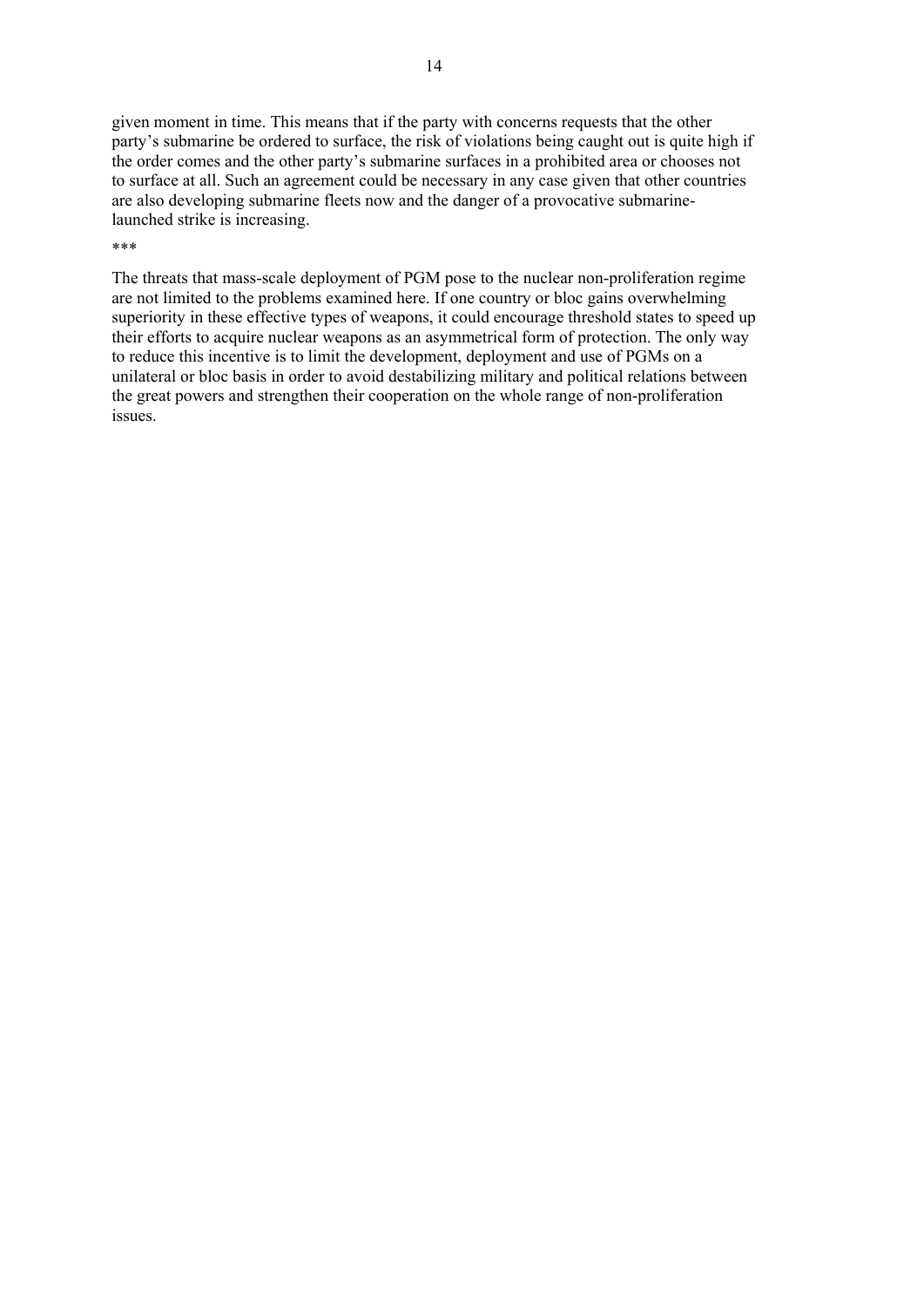given moment in time. This means that if the party with concerns requests that the other party's submarine be ordered to surface, the risk of violations being caught out is quite high if the order comes and the other party's submarine surfaces in a prohibited area or chooses not to surface at all. Such an agreement could be necessary in any case given that other countries are also developing submarine fleets now and the danger of a provocative submarine-launched strike is increasing.

***

The threats that mass-scale deployment of PGM pose to the nuclear non-proliferation regime are not limited to the problems examined here. If one country or bloc gains overwhelming superiority in these effective types of weapons, it could encourage threshold states to speed up their efforts to acquire nuclear weapons as an asymmetrical form of protection. The only way to reduce this incentive is to limit the development, deployment and use of PGMs on a unilateral or bloc basis in order to avoid destabilizing military and political relations between the great powers and strengthen their cooperation on the whole range of non-proliferation issues.